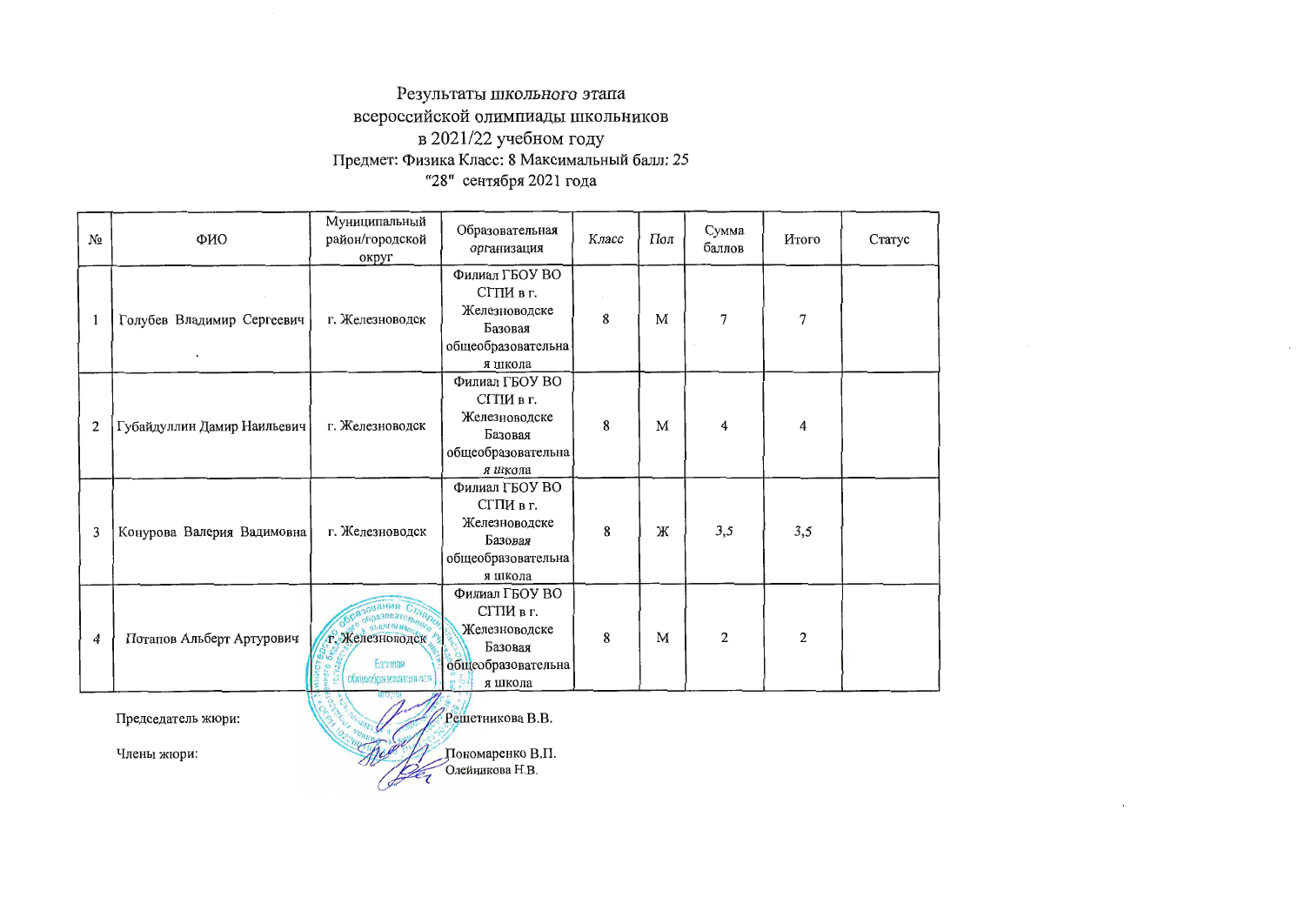Результаты школьного этапа
всероссийской олимпиады школьников
в 2021/22 учебном году
Предмет: Физика Класс: 8 Максимальный балл: 25
"28" сентября 2021 года

| № | ФИО | Муниципальный район/городской округ | Образовательная организация | Класс | Пол | Сумма баллов | Итого | Статус |
|---|---|---|---|---|---|---|---|---|
| 1 | Голубев Владимир Сергеевич | г. Железноводск | Филиал ГБОУ ВО СГПИ в г. Железноводске Базовая общеобразовательная школа | 8 | М | 7 | 7 | |
| 2 | Губайдуллин Дамир Наильевич | г. Железноводск | Филиал ГБОУ ВО СГПИ в г. Железноводске Базовая общеобразовательная школа | 8 | М | 4 | 4 | |
| 3 | Конурова Валерия Вадимовна | г. Железноводск | Филиал ГБОУ ВО СГПИ в г. Железноводске Базовая общеобразовательная школа | 8 | Ж | 3,5 | 3,5 | |
| 4 | Потапов Альберт Артурович | г. Железноводск | Филиал ГБОУ ВО СГПИ в г. Железноводске Базовая общеобразовательная школа | 8 | М | 2 | 2 | |

Председатель жюри: Решетникова В.В.

Члены жюри: Пономаренко В.П.
Олейникова Н.В.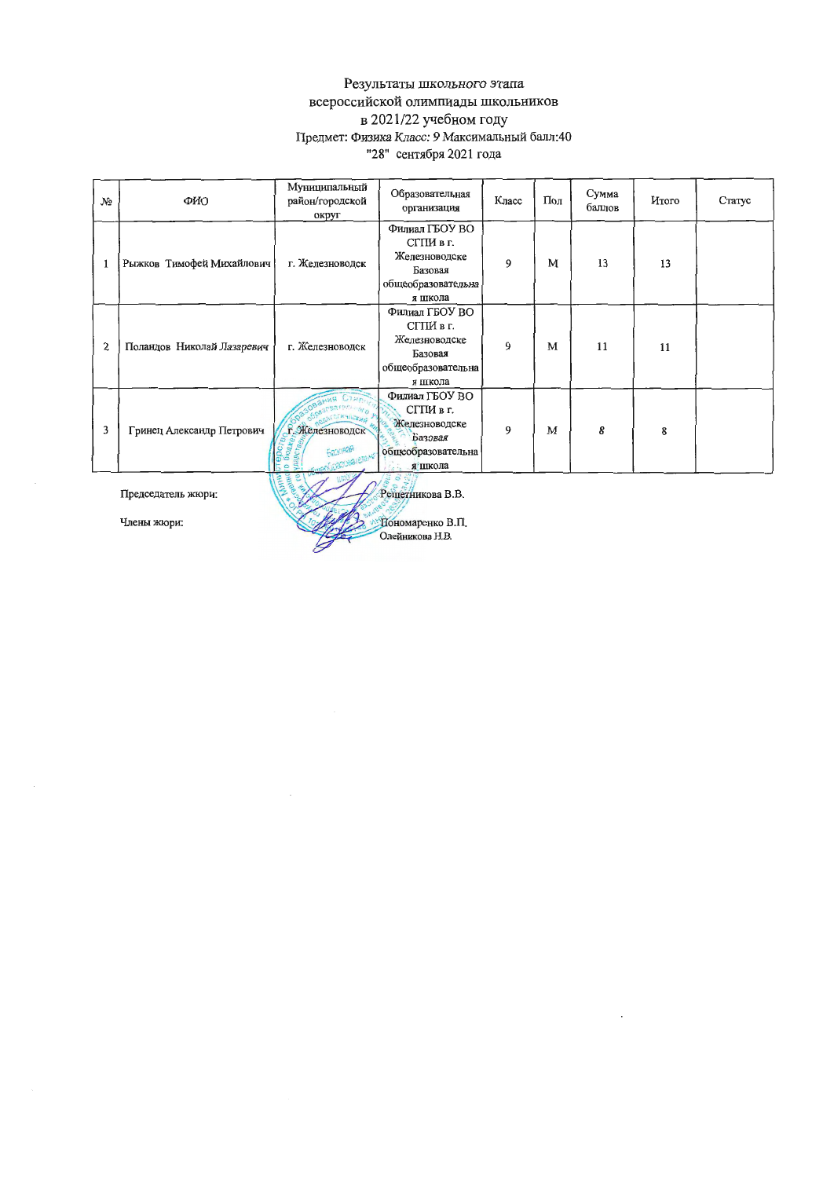Результаты школьного этапа
всероссийской олимпиады школьников
в 2021/22 учебном году
Предмет: Физика Класс: 9 Максимальный балл:40
"28" сентября 2021 года

| № | ФИО | Муниципальный район/городской округ | Образовательная организация | Класс | Пол | Сумма баллов | Итого | Статус |
|---|---|---|---|---|---|---|---|---|
| 1 | Рыжков Тимофей Михайлович | г. Железноводск | Филиал ГБОУ ВО СГПИ в г. Железноводске Базовая общеобразовательная школа | 9 | М | 13 | 13 | |
| 2 | Поландов Николай Лазаревич | г. Железноводск | Филиал ГБОУ ВО СГПИ в г. Железноводске Базовая общеобразовательная школа | 9 | М | 11 | 11 | |
| 3 | Гринец Александр Петрович | г. Железноводск | Филиал ГБОУ ВО СГПИ в г. Железноводске Базовая общеобразовательная школа | 9 | М | 8 | 8 | |

Председатель жюри: Решетникова В.В.

Члены жюри: Пономаренко В.П.
Олейникова Н.В.